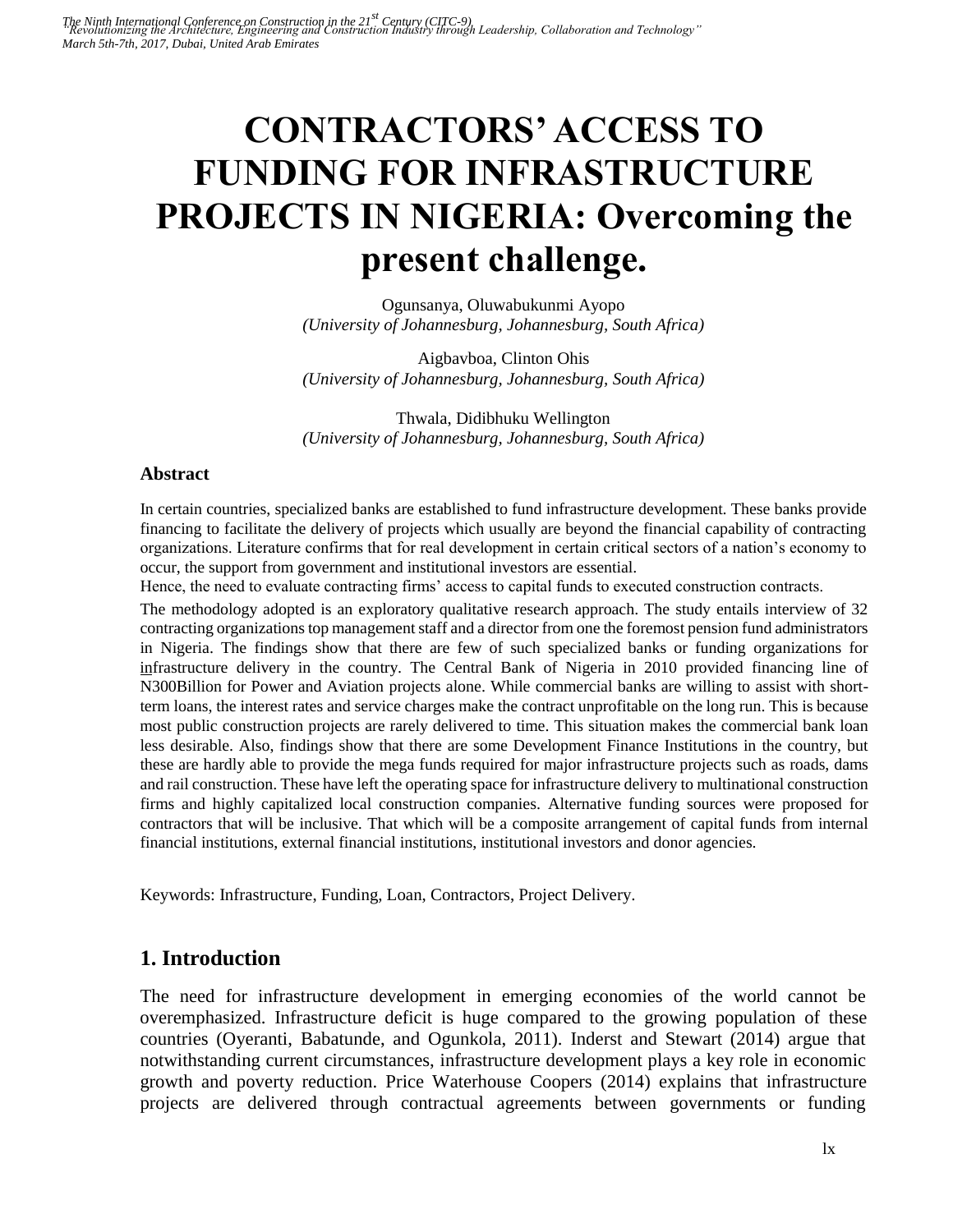# CONTRACTORS' ACCESS TO FUNDING FOR INFRASTRUCTURE PROJECTS IN NIGERIA: Overcoming the present challenge.

Ogunsanya, Oluwabukunmi Ayopo
*(University of Johannesburg, Johannesburg, South Africa)*

Aigbavboa, Clinton Ohis
*(University of Johannesburg, Johannesburg, South Africa)*

Thwala, Didibhuku Wellington
*(University of Johannesburg, Johannesburg, South Africa)*

## Abstract

In certain countries, specialized banks are established to fund infrastructure development. These banks provide financing to facilitate the delivery of projects which usually are beyond the financial capability of contracting organizations. Literature confirms that for real development in certain critical sectors of a nation's economy to occur, the support from government and institutional investors are essential.
Hence, the need to evaluate contracting firms' access to capital funds to executed construction contracts.

The methodology adopted is an exploratory qualitative research approach. The study entails interview of 32 contracting organizations top management staff and a director from one the foremost pension fund administrators in Nigeria. The findings show that there are few of such specialized banks or funding organizations for infrastructure delivery in the country. The Central Bank of Nigeria in 2010 provided financing line of N300Billion for Power and Aviation projects alone. While commercial banks are willing to assist with short-term loans, the interest rates and service charges make the contract unprofitable on the long run. This is because most public construction projects are rarely delivered to time. This situation makes the commercial bank loan less desirable. Also, findings show that there are some Development Finance Institutions in the country, but these are hardly able to provide the mega funds required for major infrastructure projects such as roads, dams and rail construction. These have left the operating space for infrastructure delivery to multinational construction firms and highly capitalized local construction companies. Alternative funding sources were proposed for contractors that will be inclusive. That which will be a composite arrangement of capital funds from internal financial institutions, external financial institutions, institutional investors and donor agencies.

Keywords: Infrastructure, Funding, Loan, Contractors, Project Delivery.

## 1. Introduction

The need for infrastructure development in emerging economies of the world cannot be overemphasized. Infrastructure deficit is huge compared to the growing population of these countries (Oyeranti, Babatunde, and Ogunkola, 2011). Inderst and Stewart (2014) argue that notwithstanding current circumstances, infrastructure development plays a key role in economic growth and poverty reduction. Price Waterhouse Coopers (2014) explains that infrastructure projects are delivered through contractual agreements between governments or funding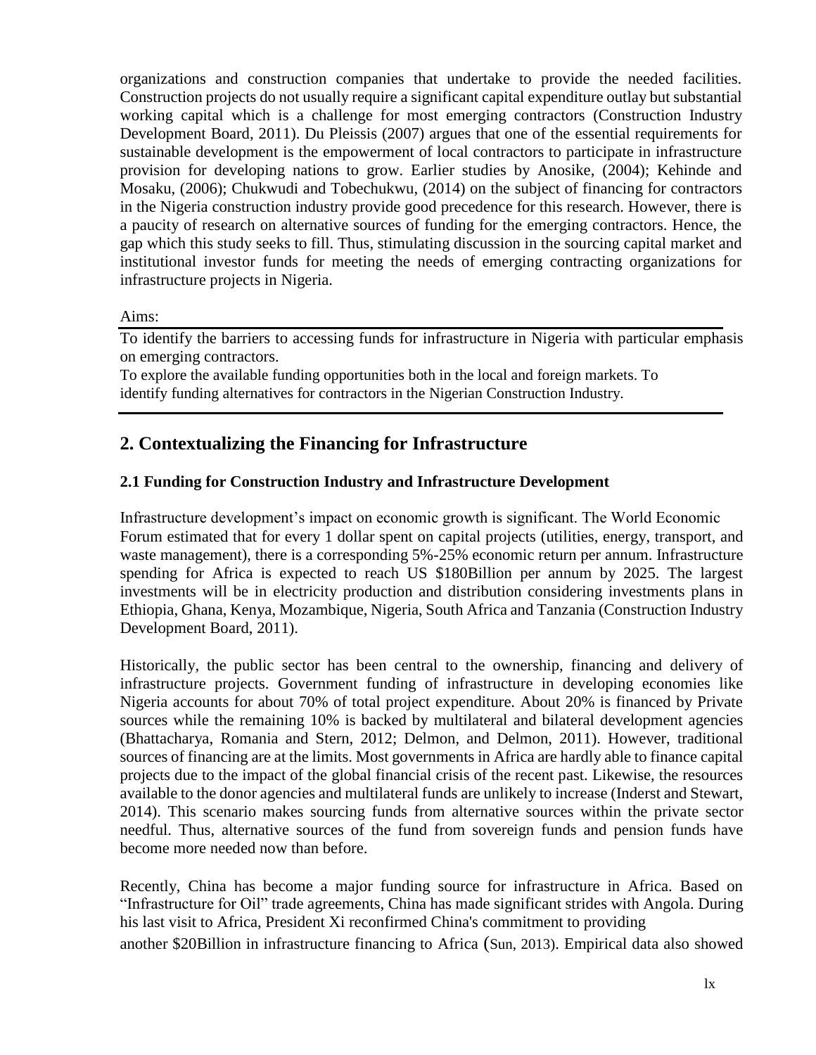organizations and construction companies that undertake to provide the needed facilities. Construction projects do not usually require a significant capital expenditure outlay but substantial working capital which is a challenge for most emerging contractors (Construction Industry Development Board, 2011). Du Pleissis (2007) argues that one of the essential requirements for sustainable development is the empowerment of local contractors to participate in infrastructure provision for developing nations to grow. Earlier studies by Anosike, (2004); Kehinde and Mosaku, (2006); Chukwudi and Tobechukwu, (2014) on the subject of financing for contractors in the Nigeria construction industry provide good precedence for this research. However, there is a paucity of research on alternative sources of funding for the emerging contractors. Hence, the gap which this study seeks to fill. Thus, stimulating discussion in the sourcing capital market and institutional investor funds for meeting the needs of emerging contracting organizations for infrastructure projects in Nigeria.

Aims:

To identify the barriers to accessing funds for infrastructure in Nigeria with particular emphasis on emerging contractors.
To explore the available funding opportunities both in the local and foreign markets. To identify funding alternatives for contractors in the Nigerian Construction Industry.

## 2. Contextualizing the Financing for Infrastructure

### 2.1 Funding for Construction Industry and Infrastructure Development

Infrastructure development's impact on economic growth is significant. The World Economic Forum estimated that for every 1 dollar spent on capital projects (utilities, energy, transport, and waste management), there is a corresponding 5%-25% economic return per annum. Infrastructure spending for Africa is expected to reach US $180Billion per annum by 2025. The largest investments will be in electricity production and distribution considering investments plans in Ethiopia, Ghana, Kenya, Mozambique, Nigeria, South Africa and Tanzania (Construction Industry Development Board, 2011).

Historically, the public sector has been central to the ownership, financing and delivery of infrastructure projects. Government funding of infrastructure in developing economies like Nigeria accounts for about 70% of total project expenditure. About 20% is financed by Private sources while the remaining 10% is backed by multilateral and bilateral development agencies (Bhattacharya, Romania and Stern, 2012; Delmon, and Delmon, 2011). However, traditional sources of financing are at the limits. Most governments in Africa are hardly able to finance capital projects due to the impact of the global financial crisis of the recent past. Likewise, the resources available to the donor agencies and multilateral funds are unlikely to increase (Inderst and Stewart, 2014). This scenario makes sourcing funds from alternative sources within the private sector needful. Thus, alternative sources of the fund from sovereign funds and pension funds have become more needed now than before.

Recently, China has become a major funding source for infrastructure in Africa. Based on "Infrastructure for Oil" trade agreements, China has made significant strides with Angola. During his last visit to Africa, President Xi reconfirmed China's commitment to providing another $20Billion in infrastructure financing to Africa (Sun, 2013). Empirical data also showed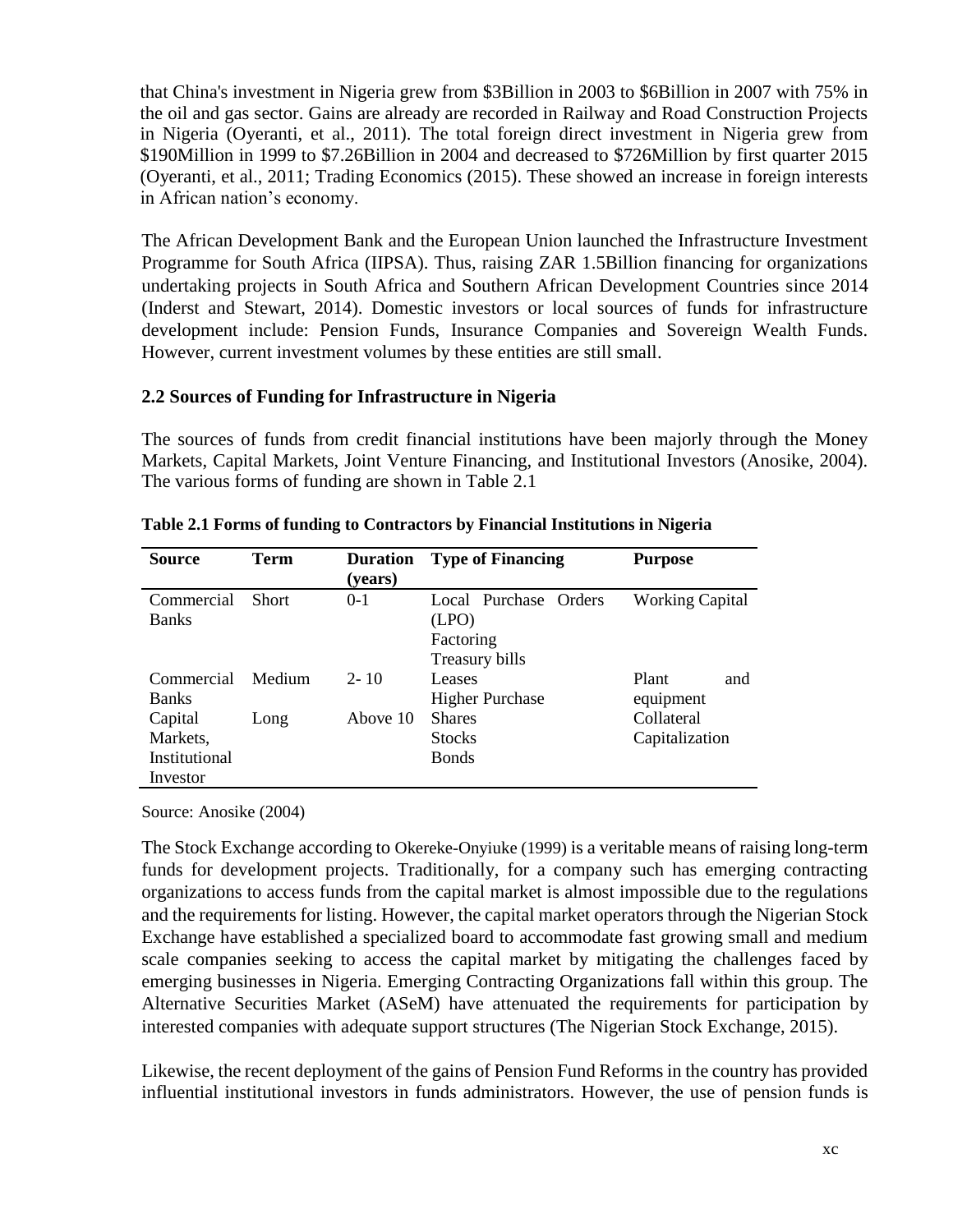that China's investment in Nigeria grew from $3Billion in 2003 to $6Billion in 2007 with 75% in the oil and gas sector. Gains are already are recorded in Railway and Road Construction Projects in Nigeria (Oyeranti, et al., 2011). The total foreign direct investment in Nigeria grew from $190Million in 1999 to $7.26Billion in 2004 and decreased to $726Million by first quarter 2015 (Oyeranti, et al., 2011; Trading Economics (2015). These showed an increase in foreign interests in African nation's economy.

The African Development Bank and the European Union launched the Infrastructure Investment Programme for South Africa (IIPSA). Thus, raising ZAR 1.5Billion financing for organizations undertaking projects in South Africa and Southern African Development Countries since 2014 (Inderst and Stewart, 2014). Domestic investors or local sources of funds for infrastructure development include: Pension Funds, Insurance Companies and Sovereign Wealth Funds. However, current investment volumes by these entities are still small.

## 2.2 Sources of Funding for Infrastructure in Nigeria

The sources of funds from credit financial institutions have been majorly through the Money Markets, Capital Markets, Joint Venture Financing, and Institutional Investors (Anosike, 2004). The various forms of funding are shown in Table 2.1

**Table 2.1 Forms of funding to Contractors by Financial Institutions in Nigeria**

| Source | Term | Duration (years) | Type of Financing | Purpose |
|---|---|---|---|---|
| Commercial Banks | Short | 0-1 | Local Purchase Orders (LPO)<br>Factoring<br>Treasury bills | Working Capital |
| Commercial Banks | Medium | 2- 10 | Leases<br>Higher Purchase | Plant and equipment |
| Capital Markets, Institutional Investor | Long | Above 10 | Shares<br>Stocks<br>Bonds | Collateral Capitalization |

Source: Anosike (2004)

The Stock Exchange according to Okereke-Onyiuke (1999) is a veritable means of raising long-term funds for development projects. Traditionally, for a company such has emerging contracting organizations to access funds from the capital market is almost impossible due to the regulations and the requirements for listing. However, the capital market operators through the Nigerian Stock Exchange have established a specialized board to accommodate fast growing small and medium scale companies seeking to access the capital market by mitigating the challenges faced by emerging businesses in Nigeria. Emerging Contracting Organizations fall within this group. The Alternative Securities Market (ASeM) have attenuated the requirements for participation by interested companies with adequate support structures (The Nigerian Stock Exchange, 2015).

Likewise, the recent deployment of the gains of Pension Fund Reforms in the country has provided influential institutional investors in funds administrators. However, the use of pension funds is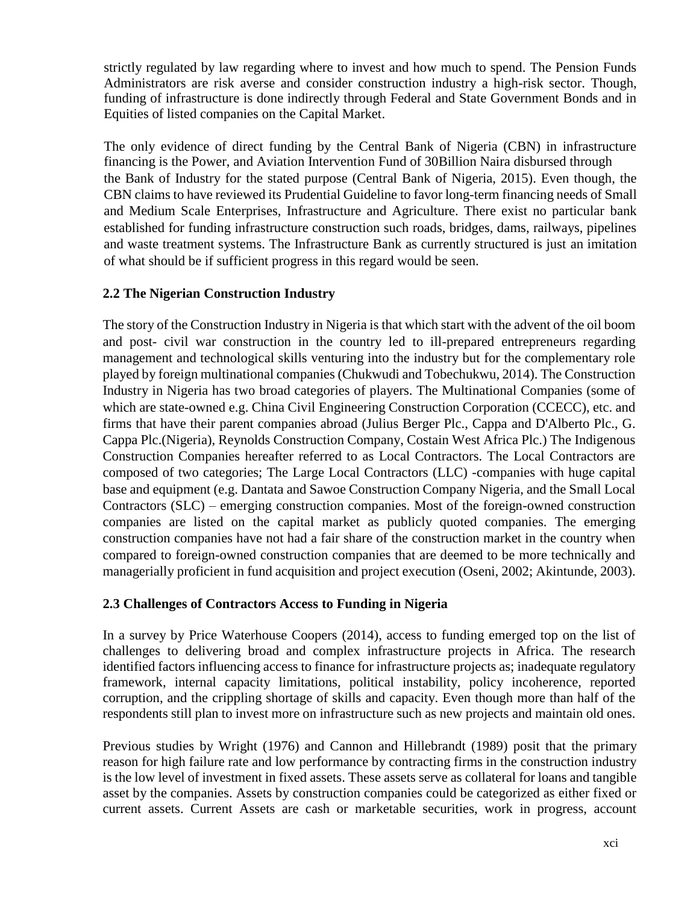strictly regulated by law regarding where to invest and how much to spend. The Pension Funds Administrators are risk averse and consider construction industry a high-risk sector. Though, funding of infrastructure is done indirectly through Federal and State Government Bonds and in Equities of listed companies on the Capital Market.

The only evidence of direct funding by the Central Bank of Nigeria (CBN) in infrastructure financing is the Power, and Aviation Intervention Fund of 30Billion Naira disbursed through the Bank of Industry for the stated purpose (Central Bank of Nigeria, 2015). Even though, the CBN claims to have reviewed its Prudential Guideline to favor long-term financing needs of Small and Medium Scale Enterprises, Infrastructure and Agriculture. There exist no particular bank established for funding infrastructure construction such roads, bridges, dams, railways, pipelines and waste treatment systems. The Infrastructure Bank as currently structured is just an imitation of what should be if sufficient progress in this regard would be seen.

### 2.2 The Nigerian Construction Industry

The story of the Construction Industry in Nigeria is that which start with the advent of the oil boom and post- civil war construction in the country led to ill-prepared entrepreneurs regarding management and technological skills venturing into the industry but for the complementary role played by foreign multinational companies (Chukwudi and Tobechukwu, 2014). The Construction Industry in Nigeria has two broad categories of players. The Multinational Companies (some of which are state-owned e.g. China Civil Engineering Construction Corporation (CCECC), etc. and firms that have their parent companies abroad (Julius Berger Plc., Cappa and D'Alberto Plc., G. Cappa Plc.(Nigeria), Reynolds Construction Company, Costain West Africa Plc.) The Indigenous Construction Companies hereafter referred to as Local Contractors. The Local Contractors are composed of two categories; The Large Local Contractors (LLC) -companies with huge capital base and equipment (e.g. Dantata and Sawoe Construction Company Nigeria, and the Small Local Contractors (SLC) – emerging construction companies. Most of the foreign-owned construction companies are listed on the capital market as publicly quoted companies. The emerging construction companies have not had a fair share of the construction market in the country when compared to foreign-owned construction companies that are deemed to be more technically and managerially proficient in fund acquisition and project execution (Oseni, 2002; Akintunde, 2003).

### 2.3 Challenges of Contractors Access to Funding in Nigeria

In a survey by Price Waterhouse Coopers (2014), access to funding emerged top on the list of challenges to delivering broad and complex infrastructure projects in Africa. The research identified factors influencing access to finance for infrastructure projects as; inadequate regulatory framework, internal capacity limitations, political instability, policy incoherence, reported corruption, and the crippling shortage of skills and capacity. Even though more than half of the respondents still plan to invest more on infrastructure such as new projects and maintain old ones.

Previous studies by Wright (1976) and Cannon and Hillebrandt (1989) posit that the primary reason for high failure rate and low performance by contracting firms in the construction industry is the low level of investment in fixed assets. These assets serve as collateral for loans and tangible asset by the companies. Assets by construction companies could be categorized as either fixed or current assets. Current Assets are cash or marketable securities, work in progress, account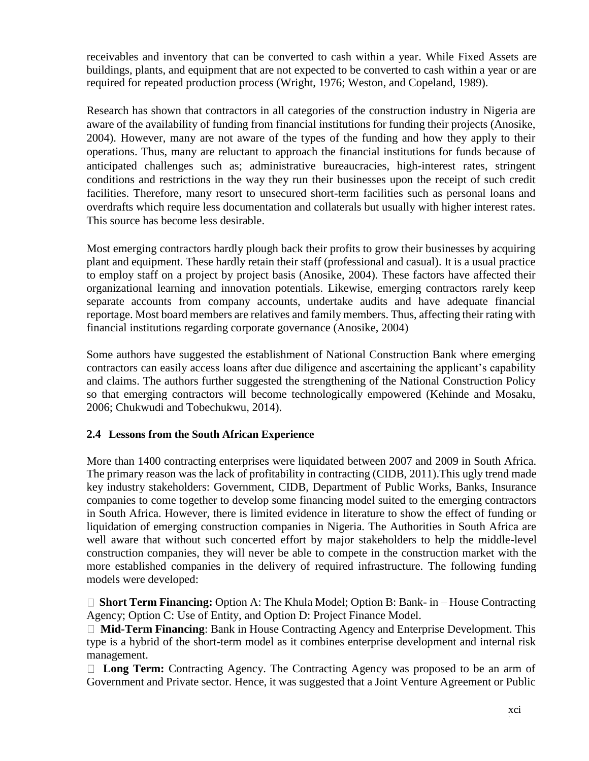receivables and inventory that can be converted to cash within a year. While Fixed Assets are buildings, plants, and equipment that are not expected to be converted to cash within a year or are required for repeated production process (Wright, 1976; Weston, and Copeland, 1989).

Research has shown that contractors in all categories of the construction industry in Nigeria are aware of the availability of funding from financial institutions for funding their projects (Anosike, 2004). However, many are not aware of the types of the funding and how they apply to their operations. Thus, many are reluctant to approach the financial institutions for funds because of anticipated challenges such as; administrative bureaucracies, high-interest rates, stringent conditions and restrictions in the way they run their businesses upon the receipt of such credit facilities. Therefore, many resort to unsecured short-term facilities such as personal loans and overdrafts which require less documentation and collaterals but usually with higher interest rates. This source has become less desirable.

Most emerging contractors hardly plough back their profits to grow their businesses by acquiring plant and equipment. These hardly retain their staff (professional and casual). It is a usual practice to employ staff on a project by project basis (Anosike, 2004). These factors have affected their organizational learning and innovation potentials. Likewise, emerging contractors rarely keep separate accounts from company accounts, undertake audits and have adequate financial reportage. Most board members are relatives and family members. Thus, affecting their rating with financial institutions regarding corporate governance (Anosike, 2004)

Some authors have suggested the establishment of National Construction Bank where emerging contractors can easily access loans after due diligence and ascertaining the applicant's capability and claims. The authors further suggested the strengthening of the National Construction Policy so that emerging contractors will become technologically empowered (Kehinde and Mosaku, 2006; Chukwudi and Tobechukwu, 2014).

### 2.4 Lessons from the South African Experience

More than 1400 contracting enterprises were liquidated between 2007 and 2009 in South Africa. The primary reason was the lack of profitability in contracting (CIDB, 2011).This ugly trend made key industry stakeholders: Government, CIDB, Department of Public Works, Banks, Insurance companies to come together to develop some financing model suited to the emerging contractors in South Africa. However, there is limited evidence in literature to show the effect of funding or liquidation of emerging construction companies in Nigeria. The Authorities in South Africa are well aware that without such concerted effort by major stakeholders to help the middle-level construction companies, they will never be able to compete in the construction market with the more established companies in the delivery of required infrastructure. The following funding models were developed:

- **Short Term Financing:** Option A: The Khula Model; Option B: Bank- in – House Contracting Agency; Option C: Use of Entity, and Option D: Project Finance Model.
- **Mid-Term Financing**: Bank in House Contracting Agency and Enterprise Development. This type is a hybrid of the short-term model as it combines enterprise development and internal risk management.
- **Long Term:** Contracting Agency. The Contracting Agency was proposed to be an arm of Government and Private sector. Hence, it was suggested that a Joint Venture Agreement or Public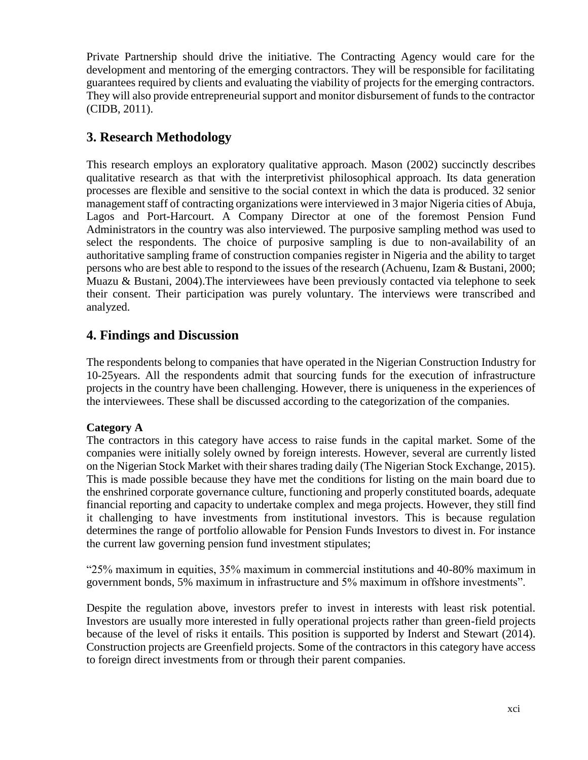Private Partnership should drive the initiative. The Contracting Agency would care for the development and mentoring of the emerging contractors. They will be responsible for facilitating guarantees required by clients and evaluating the viability of projects for the emerging contractors. They will also provide entrepreneurial support and monitor disbursement of funds to the contractor (CIDB, 2011).

## 3. Research Methodology

This research employs an exploratory qualitative approach. Mason (2002) succinctly describes qualitative research as that with the interpretivist philosophical approach. Its data generation processes are flexible and sensitive to the social context in which the data is produced. 32 senior management staff of contracting organizations were interviewed in 3 major Nigeria cities of Abuja, Lagos and Port-Harcourt. A Company Director at one of the foremost Pension Fund Administrators in the country was also interviewed. The purposive sampling method was used to select the respondents. The choice of purposive sampling is due to non-availability of an authoritative sampling frame of construction companies register in Nigeria and the ability to target persons who are best able to respond to the issues of the research (Achuenu, Izam & Bustani, 2000; Muazu & Bustani, 2004).The interviewees have been previously contacted via telephone to seek their consent. Their participation was purely voluntary. The interviews were transcribed and analyzed.

## 4. Findings and Discussion

The respondents belong to companies that have operated in the Nigerian Construction Industry for 10-25years. All the respondents admit that sourcing funds for the execution of infrastructure projects in the country have been challenging. However, there is uniqueness in the experiences of the interviewees. These shall be discussed according to the categorization of the companies.

**Category A**

The contractors in this category have access to raise funds in the capital market. Some of the companies were initially solely owned by foreign interests. However, several are currently listed on the Nigerian Stock Market with their shares trading daily (The Nigerian Stock Exchange, 2015). This is made possible because they have met the conditions for listing on the main board due to the enshrined corporate governance culture, functioning and properly constituted boards, adequate financial reporting and capacity to undertake complex and mega projects. However, they still find it challenging to have investments from institutional investors. This is because regulation determines the range of portfolio allowable for Pension Funds Investors to divest in. For instance the current law governing pension fund investment stipulates;

"25% maximum in equities, 35% maximum in commercial institutions and 40-80% maximum in government bonds, 5% maximum in infrastructure and 5% maximum in offshore investments".

Despite the regulation above, investors prefer to invest in interests with least risk potential. Investors are usually more interested in fully operational projects rather than green-field projects because of the level of risks it entails. This position is supported by Inderst and Stewart (2014). Construction projects are Greenfield projects. Some of the contractors in this category have access to foreign direct investments from or through their parent companies.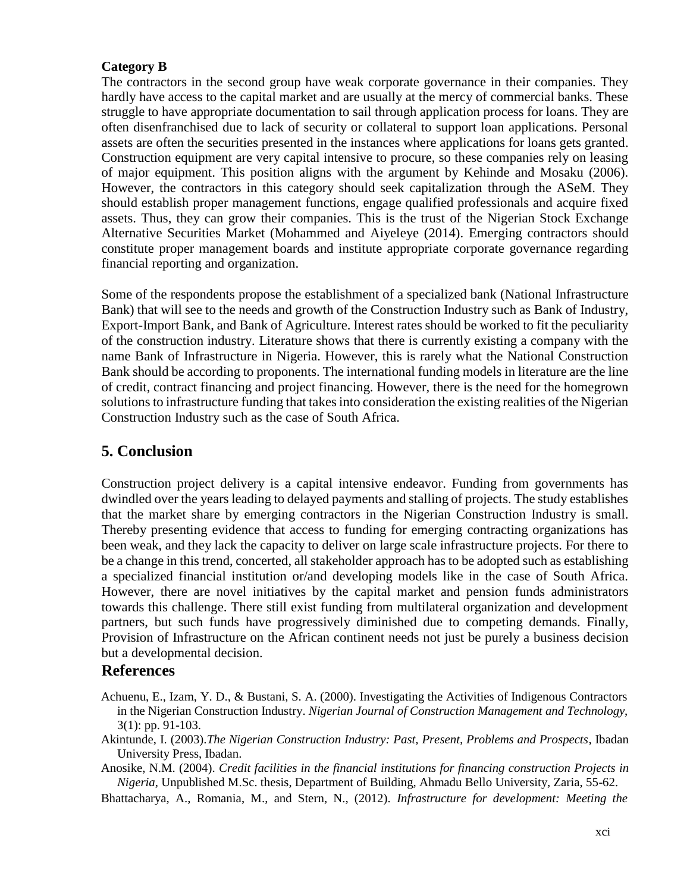**Category B**

The contractors in the second group have weak corporate governance in their companies. They hardly have access to the capital market and are usually at the mercy of commercial banks. These struggle to have appropriate documentation to sail through application process for loans. They are often disenfranchised due to lack of security or collateral to support loan applications. Personal assets are often the securities presented in the instances where applications for loans gets granted. Construction equipment are very capital intensive to procure, so these companies rely on leasing of major equipment. This position aligns with the argument by Kehinde and Mosaku (2006). However, the contractors in this category should seek capitalization through the ASeM. They should establish proper management functions, engage qualified professionals and acquire fixed assets. Thus, they can grow their companies. This is the trust of the Nigerian Stock Exchange Alternative Securities Market (Mohammed and Aiyeleye (2014). Emerging contractors should constitute proper management boards and institute appropriate corporate governance regarding financial reporting and organization.

Some of the respondents propose the establishment of a specialized bank (National Infrastructure Bank) that will see to the needs and growth of the Construction Industry such as Bank of Industry, Export-Import Bank, and Bank of Agriculture. Interest rates should be worked to fit the peculiarity of the construction industry. Literature shows that there is currently existing a company with the name Bank of Infrastructure in Nigeria. However, this is rarely what the National Construction Bank should be according to proponents. The international funding models in literature are the line of credit, contract financing and project financing. However, there is the need for the homegrown solutions to infrastructure funding that takes into consideration the existing realities of the Nigerian Construction Industry such as the case of South Africa.

## 5. Conclusion

Construction project delivery is a capital intensive endeavor. Funding from governments has dwindled over the years leading to delayed payments and stalling of projects. The study establishes that the market share by emerging contractors in the Nigerian Construction Industry is small. Thereby presenting evidence that access to funding for emerging contracting organizations has been weak, and they lack the capacity to deliver on large scale infrastructure projects. For there to be a change in this trend, concerted, all stakeholder approach has to be adopted such as establishing a specialized financial institution or/and developing models like in the case of South Africa. However, there are novel initiatives by the capital market and pension funds administrators towards this challenge. There still exist funding from multilateral organization and development partners, but such funds have progressively diminished due to competing demands. Finally, Provision of Infrastructure on the African continent needs not just be purely a business decision but a developmental decision.

## References

Achuenu, E., Izam, Y. D., & Bustani, S. A. (2000). Investigating the Activities of Indigenous Contractors in the Nigerian Construction Industry. *Nigerian Journal of Construction Management and Technology*, 3(1): pp. 91-103.

Akintunde, I. (2003).*The Nigerian Construction Industry: Past, Present, Problems and Prospects*, Ibadan University Press, Ibadan.

Anosike, N.M. (2004). *Credit facilities in the financial institutions for financing construction Projects in Nigeria*, Unpublished M.Sc. thesis, Department of Building, Ahmadu Bello University, Zaria, 55-62.

Bhattacharya, A., Romania, M., and Stern, N., (2012). *Infrastructure for development: Meeting the*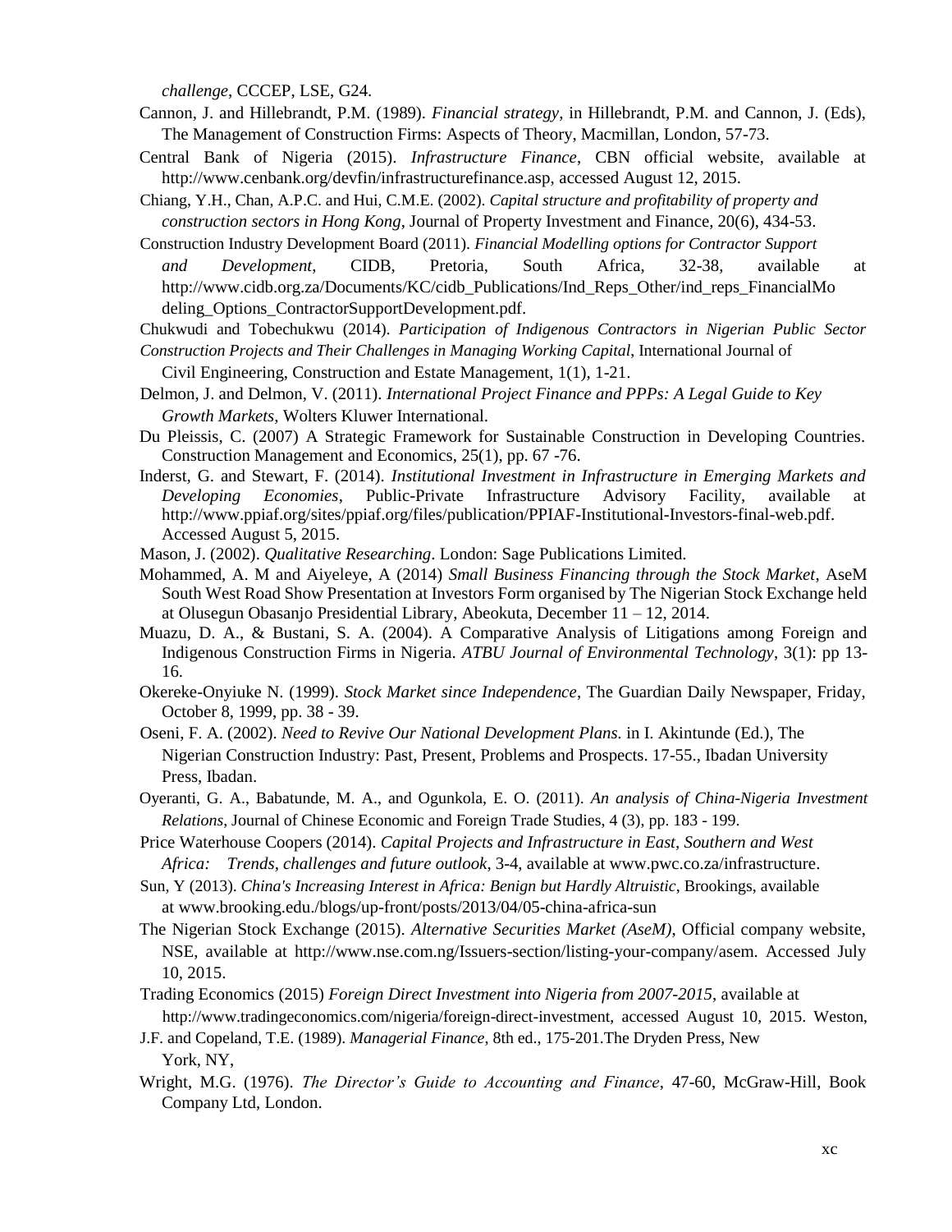*challenge*, CCCEP, LSE, G24.

Cannon, J. and Hillebrandt, P.M. (1989). *Financial strategy*, in Hillebrandt, P.M. and Cannon, J. (Eds), The Management of Construction Firms: Aspects of Theory, Macmillan, London, 57-73.

Central Bank of Nigeria (2015). *Infrastructure Finance*, CBN official website, available at http://www.cenbank.org/devfin/infrastructurefinance.asp, accessed August 12, 2015.

Chiang, Y.H., Chan, A.P.C. and Hui, C.M.E. (2002). *Capital structure and profitability of property and construction sectors in Hong Kong*, Journal of Property Investment and Finance, 20(6), 434-53.

Construction Industry Development Board (2011). *Financial Modelling options for Contractor Support and Development*, CIDB, Pretoria, South Africa, 32-38, available at http://www.cidb.org.za/Documents/KC/cidb_Publications/Ind_Reps_Other/ind_reps_FinancialModeling_Options_ContractorSupportDevelopment.pdf.

Chukwudi and Tobechukwu (2014). *Participation of Indigenous Contractors in Nigerian Public Sector Construction Projects and Their Challenges in Managing Working Capital*, International Journal of Civil Engineering, Construction and Estate Management, 1(1), 1-21.

Delmon, J. and Delmon, V. (2011). *International Project Finance and PPPs: A Legal Guide to Key Growth Markets*, Wolters Kluwer International.

Du Pleissis, C. (2007) A Strategic Framework for Sustainable Construction in Developing Countries. Construction Management and Economics, 25(1), pp. 67 -76.

Inderst, G. and Stewart, F. (2014). *Institutional Investment in Infrastructure in Emerging Markets and Developing Economies*, Public-Private Infrastructure Advisory Facility, available at http://www.ppiaf.org/sites/ppiaf.org/files/publication/PPIAF-Institutional-Investors-final-web.pdf. Accessed August 5, 2015.

Mason, J. (2002). *Qualitative Researching*. London: Sage Publications Limited.

Mohammed, A. M and Aiyeleye, A (2014) *Small Business Financing through the Stock Market*, AseM South West Road Show Presentation at Investors Form organised by The Nigerian Stock Exchange held at Olusegun Obasanjo Presidential Library, Abeokuta, December 11 – 12, 2014.

Muazu, D. A., & Bustani, S. A. (2004). A Comparative Analysis of Litigations among Foreign and Indigenous Construction Firms in Nigeria. *ATBU Journal of Environmental Technology*, 3(1): pp 13-16.

Okereke-Onyiuke N. (1999). *Stock Market since Independence*, The Guardian Daily Newspaper, Friday, October 8, 1999, pp. 38 - 39.

Oseni, F. A. (2002). *Need to Revive Our National Development Plans.* in I. Akintunde (Ed.), The Nigerian Construction Industry: Past, Present, Problems and Prospects. 17-55., Ibadan University Press, Ibadan.

Oyeranti, G. A., Babatunde, M. A., and Ogunkola, E. O. (2011). *An analysis of China-Nigeria Investment Relations*, Journal of Chinese Economic and Foreign Trade Studies, 4 (3), pp. 183 - 199.

Price Waterhouse Coopers (2014). *Capital Projects and Infrastructure in East, Southern and West Africa: Trends, challenges and future outlook*, 3-4, available at www.pwc.co.za/infrastructure.

Sun, Y (2013). *China's Increasing Interest in Africa: Benign but Hardly Altruistic*, Brookings, available at www.brooking.edu./blogs/up-front/posts/2013/04/05-china-africa-sun

The Nigerian Stock Exchange (2015). *Alternative Securities Market (AseM)*, Official company website, NSE, available at http://www.nse.com.ng/Issuers-section/listing-your-company/asem. Accessed July 10, 2015.

Trading Economics (2015) *Foreign Direct Investment into Nigeria from 2007-2015*, available at http://www.tradingeconomics.com/nigeria/foreign-direct-investment, accessed August 10, 2015.

Weston, J.F. and Copeland, T.E. (1989). *Managerial Finance*, 8th ed., 175-201.The Dryden Press, New York, NY,

Wright, M.G. (1976). *The Director's Guide to Accounting and Finance*, 47-60, McGraw-Hill, Book Company Ltd, London.